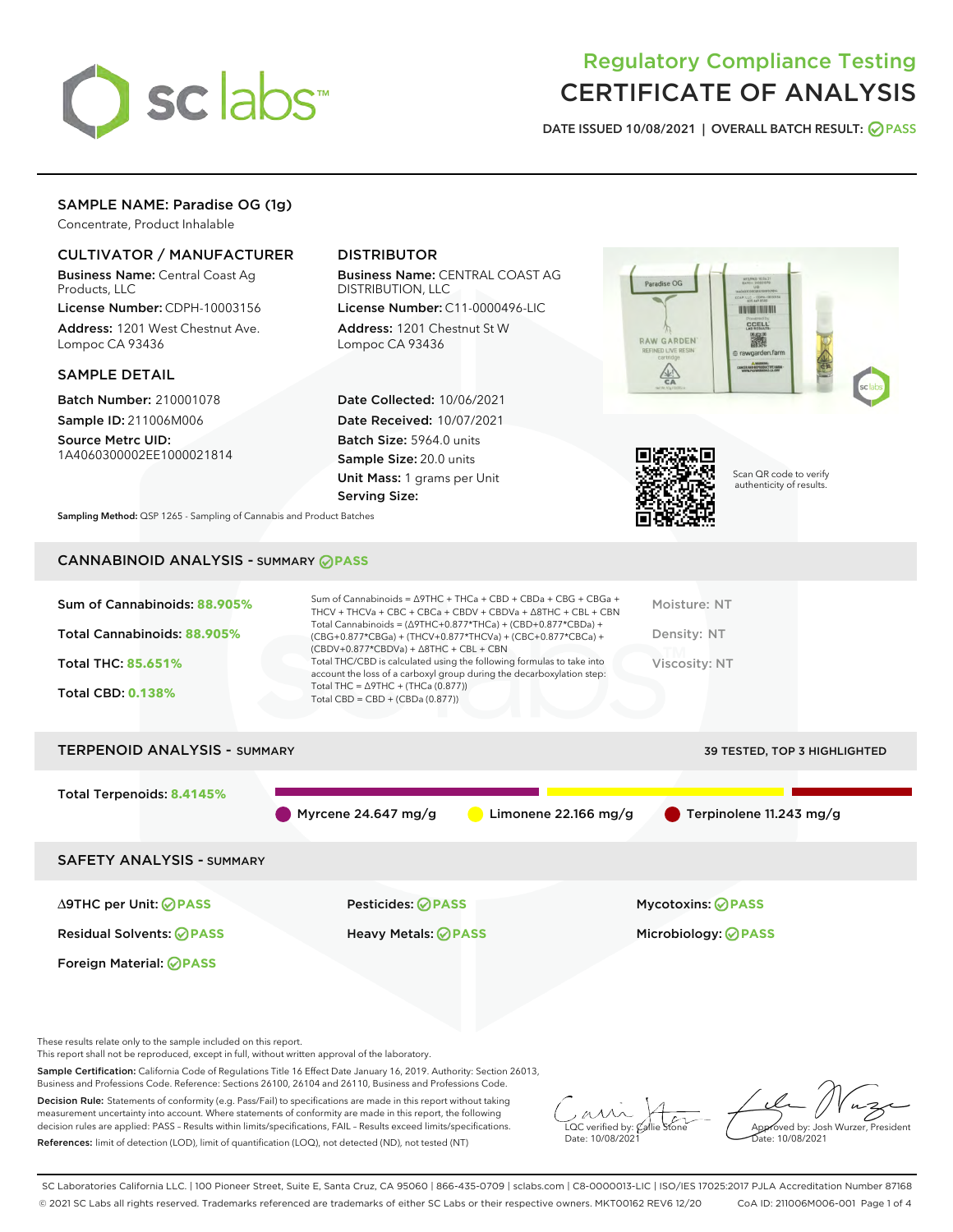# Regulatory Compliance Testing
# CERTIFICATE OF ANALYSIS

DATE ISSUED 10/08/2021 | OVERALL BATCH RESULT: PASS

## SAMPLE NAME: Paradise OG (1g)

Concentrate, Product Inhalable

### CULTIVATOR / MANUFACTURER

**Business Name:** Central Coast Ag Products, LLC
**License Number:** CDPH-10003156
**Address:** 1201 West Chestnut Ave. Lompoc CA 93436

### DISTRIBUTOR

**Business Name:** CENTRAL COAST AG DISTRIBUTION, LLC
**License Number:** C11-0000496-LIC
**Address:** 1201 Chestnut St W Lompoc CA 93436

### SAMPLE DETAIL

**Batch Number:** 210001078
**Sample ID:** 211006M006
**Source Metrc UID:** 1A4060300002EE1000021814

**Date Collected:** 10/06/2021
**Date Received:** 10/07/2021
**Batch Size:** 5964.0 units
**Sample Size:** 20.0 units
**Unit Mass:** 1 grams per Unit
**Serving Size:**

Scan QR code to verify authenticity of results.

**Sampling Method:** QSP 1265 - Sampling of Cannabis and Product Batches

## CANNABINOID ANALYSIS - SUMMARY PASS

**Sum of Cannabinoids:** 88.905%
**Total Cannabinoids:** 88.905%
**Total THC:** 85.651%
**Total CBD:** 0.138%

Sum of Cannabinoids = Δ9THC + THCa + CBD + CBDa + CBG + CBGa + THCV + THCVa + CBC + CBCa + CBDV + CBDVa + Δ8THC + CBL + CBN
Total Cannabinoids = (Δ9THC+0.877*THCa) + (CBD+0.877*CBDa) + (CBG+0.877*CBGa) + (THCV+0.877*THCVa) + (CBC+0.877*CBCa) + (CBDV+0.877*CBDVa) + Δ8THC + CBL + CBN
Total THC/CBD is calculated using the following formulas to take into account the loss of a carboxyl group during the decarboxylation step:
Total THC = Δ9THC + (THCa (0.877))
Total CBD = CBD + (CBDa (0.877))

Moisture: NT
Density: NT
Viscosity: NT

## TERPENOID ANALYSIS - SUMMARY

39 TESTED, TOP 3 HIGHLIGHTED

**Total Terpenoids:** 8.4145%

Myrcene 24.647 mg/g
Limonene 22.166 mg/g
Terpinolene 11.243 mg/g

## SAFETY ANALYSIS - SUMMARY

| | | |
|---|---|---|
| Δ9THC per Unit: PASS | Pesticides: PASS | Mycotoxins: PASS |
| Residual Solvents: PASS | Heavy Metals: PASS | Microbiology: PASS |
| Foreign Material: PASS | | |

These results relate only to the sample included on this report.
This report shall not be reproduced, except in full, without written approval of the laboratory.

**Sample Certification:** California Code of Regulations Title 16 Effect Date January 16, 2019. Authority: Section 26013, Business and Professions Code. Reference: Sections 26100, 26104 and 26110, Business and Professions Code.

**Decision Rule:** Statements of conformity (e.g. Pass/Fail) to specifications are made in this report without taking measurement uncertainty into account. Where statements of conformity are made in this report, the following decision rules are applied: PASS – Results within limits/specifications, FAIL – Results exceed limits/specifications.

**References:** limit of detection (LOD), limit of quantification (LOQ), not detected (ND), not tested (NT)

LQC verified by: Callie Stone
Date: 10/08/2021

Approved by: Josh Wurzer, President
Date: 10/08/2021

SC Laboratories California LLC. | 100 Pioneer Street, Suite E, Santa Cruz, CA 95060 | 866-435-0709 | sclabs.com | C8-0000013-LIC | ISO/IES 17025:2017 PJLA Accreditation Number 87168
© 2021 SC Labs all rights reserved. Trademarks referenced are trademarks of either SC Labs or their respective owners. MKT00162 REV6 12/20 CoA ID: 211006M006-001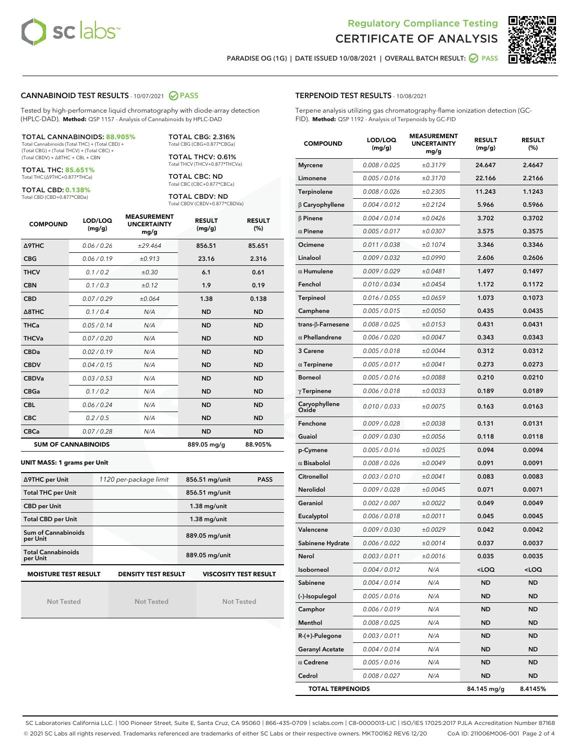Regulatory Compliance Testing
# CERTIFICATE OF ANALYSIS

PARADISE OG (1G) | DATE ISSUED 10/08/2021 | OVERALL BATCH RESULT: PASS

## CANNABINOID TEST RESULTS - 10/07/2021 PASS

Tested by high-performance liquid chromatography with diode-array detection (HPLC-DAD). **Method:** QSP 1157 - Analysis of Cannabinoids by HPLC-DAD

**TOTAL CANNABINOIDS: 88.905%**
Total Cannabinoids (Total THC) + (Total CBD) + (Total CBG) + (Total THCV) + (Total CBC) + (Total CBDV) + Δ8THC + CBL + CBN

**TOTAL THC: 85.651%**
Total THC (Δ9THC+0.877*THCa)

**TOTAL CBD: 0.138%**
Total CBD (CBD+0.877*CBDa)

**TOTAL CBG: 2.316%**
Total CBG (CBG+0.877*CBGa)

**TOTAL THCV: 0.61%**
Total THCV (THCV+0.877*THCVa)

**TOTAL CBC: ND**
Total CBC (CBC+0.877*CBCa)

**TOTAL CBDV: ND**
Total CBDV (CBDV+0.877*CBDVa)

| COMPOUND | LOD/LOQ (mg/g) | MEASUREMENT UNCERTAINTY mg/g | RESULT (mg/g) | RESULT (%) |
|---|---|---|---|---|
| Δ9THC | 0.06 / 0.26 | ±29.464 | 856.51 | 85.651 |
| CBG | 0.06 / 0.19 | ±0.913 | 23.16 | 2.316 |
| THCV | 0.1 / 0.2 | ±0.30 | 6.1 | 0.61 |
| CBN | 0.1 / 0.3 | ±0.12 | 1.9 | 0.19 |
| CBD | 0.07 / 0.29 | ±0.064 | 1.38 | 0.138 |
| Δ8THC | 0.1 / 0.4 | N/A | ND | ND |
| THCa | 0.05 / 0.14 | N/A | ND | ND |
| THCVa | 0.07 / 0.20 | N/A | ND | ND |
| CBDa | 0.02 / 0.19 | N/A | ND | ND |
| CBDV | 0.04 / 0.15 | N/A | ND | ND |
| CBDVa | 0.03 / 0.53 | N/A | ND | ND |
| CBGa | 0.1 / 0.2 | N/A | ND | ND |
| CBL | 0.06 / 0.24 | N/A | ND | ND |
| CBC | 0.2 / 0.5 | N/A | ND | ND |
| CBCa | 0.07 / 0.28 | N/A | ND | ND |
| **SUM OF CANNABINOIDS** | | | 889.05 mg/g | 88.905% |

**UNIT MASS: 1 grams per Unit**

| | | | |
|---|---|---|---|
| Δ9THC per Unit | 1120 per-package limit | 856.51 mg/unit | PASS |
| Total THC per Unit | | 856.51 mg/unit | |
| CBD per Unit | | 1.38 mg/unit | |
| Total CBD per Unit | | 1.38 mg/unit | |
| Sum of Cannabinoids per Unit | | 889.05 mg/unit | |
| Total Cannabinoids per Unit | | 889.05 mg/unit | |

| MOISTURE TEST RESULT | DENSITY TEST RESULT | VISCOSITY TEST RESULT |
|---|---|---|
| Not Tested | Not Tested | Not Tested |

## TERPENOID TEST RESULTS - 10/08/2021

Terpene analysis utilizing gas chromatography-flame ionization detection (GC-FID). **Method:** QSP 1192 - Analysis of Terpenoids by GC-FID

| COMPOUND | LOD/LOQ (mg/g) | MEASUREMENT UNCERTAINTY mg/g | RESULT (mg/g) | RESULT (%) |
|---|---|---|---|---|
| Myrcene | 0.008 / 0.025 | ±0.3179 | 24.647 | 2.4647 |
| Limonene | 0.005 / 0.016 | ±0.3170 | 22.166 | 2.2166 |
| Terpinolene | 0.008 / 0.026 | ±0.2305 | 11.243 | 1.1243 |
| β Caryophyllene | 0.004 / 0.012 | ±0.2124 | 5.966 | 0.5966 |
| β Pinene | 0.004 / 0.014 | ±0.0426 | 3.702 | 0.3702 |
| α Pinene | 0.005 / 0.017 | ±0.0307 | 3.575 | 0.3575 |
| Ocimene | 0.011 / 0.038 | ±0.1074 | 3.346 | 0.3346 |
| Linalool | 0.009 / 0.032 | ±0.0990 | 2.606 | 0.2606 |
| α Humulene | 0.009 / 0.029 | ±0.0481 | 1.497 | 0.1497 |
| Fenchol | 0.010 / 0.034 | ±0.0454 | 1.172 | 0.1172 |
| Terpineol | 0.016 / 0.055 | ±0.0659 | 1.073 | 0.1073 |
| Camphene | 0.005 / 0.015 | ±0.0050 | 0.435 | 0.0435 |
| trans-β-Farnesene | 0.008 / 0.025 | ±0.0153 | 0.431 | 0.0431 |
| α Phellandrene | 0.006 / 0.020 | ±0.0047 | 0.343 | 0.0343 |
| 3 Carene | 0.005 / 0.018 | ±0.0044 | 0.312 | 0.0312 |
| α Terpinene | 0.005 / 0.017 | ±0.0041 | 0.273 | 0.0273 |
| Borneol | 0.005 / 0.016 | ±0.0088 | 0.210 | 0.0210 |
| γ Terpinene | 0.006 / 0.018 | ±0.0033 | 0.189 | 0.0189 |
| Caryophyllene Oxide | 0.010 / 0.033 | ±0.0075 | 0.163 | 0.0163 |
| Fenchone | 0.009 / 0.028 | ±0.0038 | 0.131 | 0.0131 |
| Guaiol | 0.009 / 0.030 | ±0.0056 | 0.118 | 0.0118 |
| p-Cymene | 0.005 / 0.016 | ±0.0025 | 0.094 | 0.0094 |
| α Bisabolol | 0.008 / 0.026 | ±0.0049 | 0.091 | 0.0091 |
| Citronellol | 0.003 / 0.010 | ±0.0041 | 0.083 | 0.0083 |
| Nerolidol | 0.009 / 0.028 | ±0.0045 | 0.071 | 0.0071 |
| Geraniol | 0.002 / 0.007 | ±0.0022 | 0.049 | 0.0049 |
| Eucalyptol | 0.006 / 0.018 | ±0.0011 | 0.045 | 0.0045 |
| Valencene | 0.009 / 0.030 | ±0.0029 | 0.042 | 0.0042 |
| Sabinene Hydrate | 0.006 / 0.022 | ±0.0014 | 0.037 | 0.0037 |
| Nerol | 0.003 / 0.011 | ±0.0016 | 0.035 | 0.0035 |
| Isoborneol | 0.004 / 0.012 | N/A | <LOQ | <LOQ |
| Sabinene | 0.004 / 0.014 | N/A | ND | ND |
| (-)-Isopulegol | 0.005 / 0.016 | N/A | ND | ND |
| Camphor | 0.006 / 0.019 | N/A | ND | ND |
| Menthol | 0.008 / 0.025 | N/A | ND | ND |
| R-(+)-Pulegone | 0.003 / 0.011 | N/A | ND | ND |
| Geranyl Acetate | 0.004 / 0.014 | N/A | ND | ND |
| α Cedrene | 0.005 / 0.016 | N/A | ND | ND |
| Cedrol | 0.008 / 0.027 | N/A | ND | ND |
| **TOTAL TERPENOIDS** | | | 84.145 mg/g | 8.4145% |

SC Laboratories California LLC. | 100 Pioneer Street, Suite E, Santa Cruz, CA 95060 | 866-435-0709 | sclabs.com | C8-0000013-LIC | ISO/IES 17025:2017 PJLA Accreditation Number 87168
© 2021 SC Labs all rights reserved. Trademarks referenced are trademarks of either SC Labs or their respective owners. MKT00162 REV6 12/20 CoA ID: 211006M006-001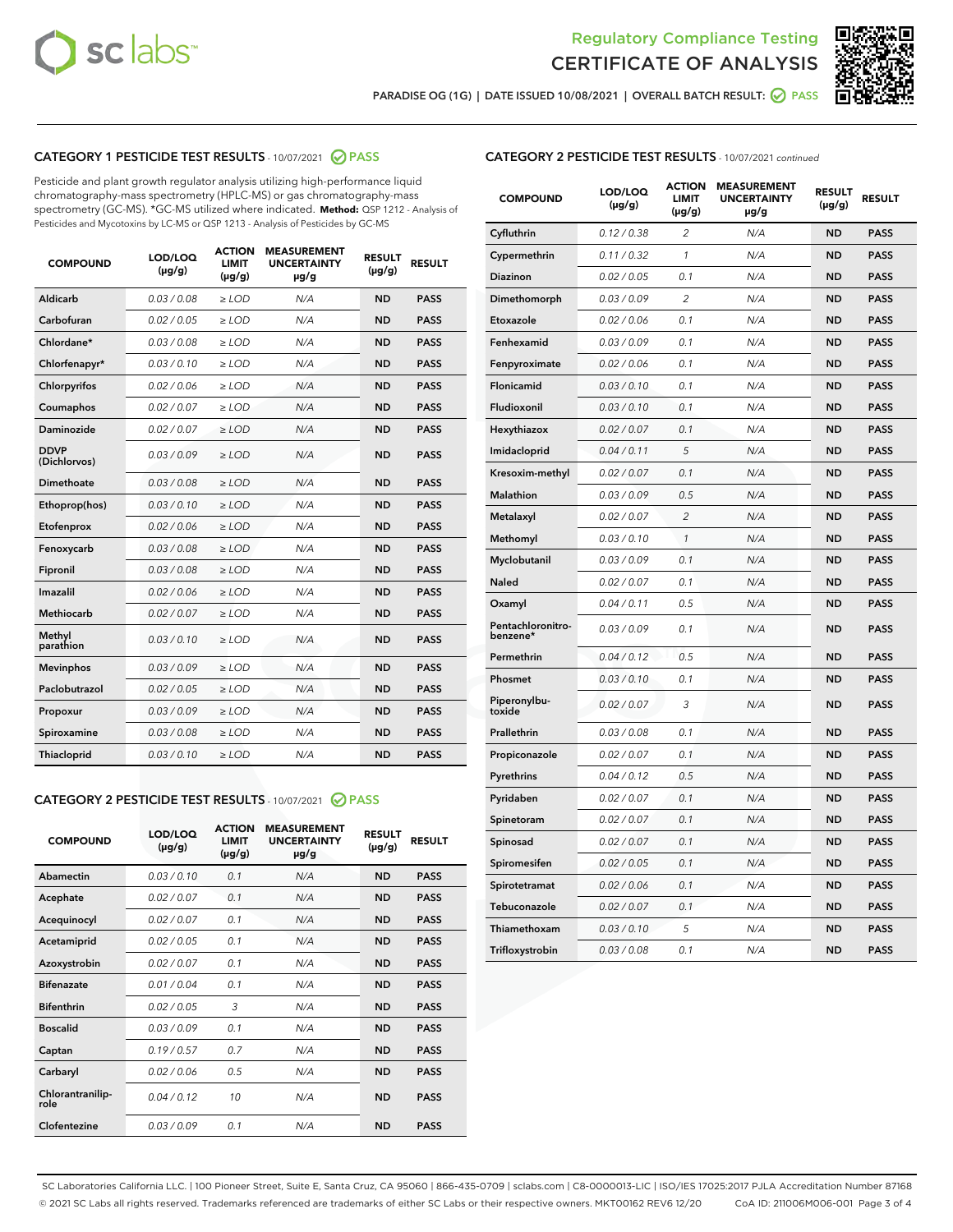# Regulatory Compliance Testing
# CERTIFICATE OF ANALYSIS

PARADISE OG (1G) | DATE ISSUED 10/08/2021 | OVERALL BATCH RESULT: PASS

## CATEGORY 1 PESTICIDE TEST RESULTS - 10/07/2021 PASS

Pesticide and plant growth regulator analysis utilizing high-performance liquid chromatography-mass spectrometry (HPLC-MS) or gas chromatography-mass spectrometry (GC-MS). *GC-MS utilized where indicated. **Method:** QSP 1212 - Analysis of Pesticides and Mycotoxins by LC-MS or QSP 1213 - Analysis of Pesticides by GC-MS

| COMPOUND | LOD/LOQ (µg/g) | ACTION LIMIT (µg/g) | MEASUREMENT UNCERTAINTY µg/g | RESULT (µg/g) | RESULT |
|---|---|---|---|---|---|
| Aldicarb | 0.03 / 0.08 | ≥ LOD | N/A | ND | PASS |
| Carbofuran | 0.02 / 0.05 | ≥ LOD | N/A | ND | PASS |
| Chlordane* | 0.03 / 0.08 | ≥ LOD | N/A | ND | PASS |
| Chlorfenapyr* | 0.03 / 0.10 | ≥ LOD | N/A | ND | PASS |
| Chlorpyrifos | 0.02 / 0.06 | ≥ LOD | N/A | ND | PASS |
| Coumaphos | 0.02 / 0.07 | ≥ LOD | N/A | ND | PASS |
| Daminozide | 0.02 / 0.07 | ≥ LOD | N/A | ND | PASS |
| DDVP (Dichlorvos) | 0.03 / 0.09 | ≥ LOD | N/A | ND | PASS |
| Dimethoate | 0.03 / 0.08 | ≥ LOD | N/A | ND | PASS |
| Ethoprop(hos) | 0.03 / 0.10 | ≥ LOD | N/A | ND | PASS |
| Etofenprox | 0.02 / 0.06 | ≥ LOD | N/A | ND | PASS |
| Fenoxycarb | 0.03 / 0.08 | ≥ LOD | N/A | ND | PASS |
| Fipronil | 0.03 / 0.08 | ≥ LOD | N/A | ND | PASS |
| Imazalil | 0.02 / 0.06 | ≥ LOD | N/A | ND | PASS |
| Methiocarb | 0.02 / 0.07 | ≥ LOD | N/A | ND | PASS |
| Methyl parathion | 0.03 / 0.10 | ≥ LOD | N/A | ND | PASS |
| Mevinphos | 0.03 / 0.09 | ≥ LOD | N/A | ND | PASS |
| Paclobutrazol | 0.02 / 0.05 | ≥ LOD | N/A | ND | PASS |
| Propoxur | 0.03 / 0.09 | ≥ LOD | N/A | ND | PASS |
| Spiroxamine | 0.03 / 0.08 | ≥ LOD | N/A | ND | PASS |
| Thiacloprid | 0.03 / 0.10 | ≥ LOD | N/A | ND | PASS |

## CATEGORY 2 PESTICIDE TEST RESULTS - 10/07/2021 PASS

| COMPOUND | LOD/LOQ (µg/g) | ACTION LIMIT (µg/g) | MEASUREMENT UNCERTAINTY µg/g | RESULT (µg/g) | RESULT |
|---|---|---|---|---|---|
| Abamectin | 0.03 / 0.10 | 0.1 | N/A | ND | PASS |
| Acephate | 0.02 / 0.07 | 0.1 | N/A | ND | PASS |
| Acequinocyl | 0.02 / 0.07 | 0.1 | N/A | ND | PASS |
| Acetamiprid | 0.02 / 0.05 | 0.1 | N/A | ND | PASS |
| Azoxystrobin | 0.02 / 0.07 | 0.1 | N/A | ND | PASS |
| Bifenazate | 0.01 / 0.04 | 0.1 | N/A | ND | PASS |
| Bifenthrin | 0.02 / 0.05 | 3 | N/A | ND | PASS |
| Boscalid | 0.03 / 0.09 | 0.1 | N/A | ND | PASS |
| Captan | 0.19 / 0.57 | 0.7 | N/A | ND | PASS |
| Carbaryl | 0.02 / 0.06 | 0.5 | N/A | ND | PASS |
| Chlorantraniliprole | 0.04 / 0.12 | 10 | N/A | ND | PASS |
| Clofentezine | 0.03 / 0.09 | 0.1 | N/A | ND | PASS |
| Cyfluthrin | 0.12 / 0.38 | 2 | N/A | ND | PASS |
| Cypermethrin | 0.11 / 0.32 | 1 | N/A | ND | PASS |
| Diazinon | 0.02 / 0.05 | 0.1 | N/A | ND | PASS |
| Dimethomorph | 0.03 / 0.09 | 2 | N/A | ND | PASS |
| Etoxazole | 0.02 / 0.06 | 0.1 | N/A | ND | PASS |
| Fenhexamid | 0.03 / 0.09 | 0.1 | N/A | ND | PASS |
| Fenpyroximate | 0.02 / 0.06 | 0.1 | N/A | ND | PASS |
| Flonicamid | 0.03 / 0.10 | 0.1 | N/A | ND | PASS |
| Fludioxonil | 0.03 / 0.10 | 0.1 | N/A | ND | PASS |
| Hexythiazox | 0.02 / 0.07 | 0.1 | N/A | ND | PASS |
| Imidacloprid | 0.04 / 0.11 | 5 | N/A | ND | PASS |
| Kresoxim-methyl | 0.02 / 0.07 | 0.1 | N/A | ND | PASS |
| Malathion | 0.03 / 0.09 | 0.5 | N/A | ND | PASS |
| Metalaxyl | 0.02 / 0.07 | 2 | N/A | ND | PASS |
| Methomyl | 0.03 / 0.10 | 1 | N/A | ND | PASS |
| Myclobutanil | 0.03 / 0.09 | 0.1 | N/A | ND | PASS |
| Naled | 0.02 / 0.07 | 0.1 | N/A | ND | PASS |
| Oxamyl | 0.04 / 0.11 | 0.5 | N/A | ND | PASS |
| Pentachloronitrobenzene* | 0.03 / 0.09 | 0.1 | N/A | ND | PASS |
| Permethrin | 0.04 / 0.12 | 0.5 | N/A | ND | PASS |
| Phosmet | 0.03 / 0.10 | 0.1 | N/A | ND | PASS |
| Piperonylbutoxide | 0.02 / 0.07 | 3 | N/A | ND | PASS |
| Prallethrin | 0.03 / 0.08 | 0.1 | N/A | ND | PASS |
| Propiconazole | 0.02 / 0.07 | 0.1 | N/A | ND | PASS |
| Pyrethrins | 0.04 / 0.12 | 0.5 | N/A | ND | PASS |
| Pyridaben | 0.02 / 0.07 | 0.1 | N/A | ND | PASS |
| Spinetoram | 0.02 / 0.07 | 0.1 | N/A | ND | PASS |
| Spinosad | 0.02 / 0.07 | 0.1 | N/A | ND | PASS |
| Spiromesifen | 0.02 / 0.05 | 0.1 | N/A | ND | PASS |
| Spirotetramat | 0.02 / 0.06 | 0.1 | N/A | ND | PASS |
| Tebuconazole | 0.02 / 0.07 | 0.1 | N/A | ND | PASS |
| Thiamethoxam | 0.03 / 0.10 | 5 | N/A | ND | PASS |
| Trifloxystrobin | 0.03 / 0.08 | 0.1 | N/A | ND | PASS |

SC Laboratories California LLC. | 100 Pioneer Street, Suite E, Santa Cruz, CA 95060 | 866-435-0709 | sclabs.com | C8-0000013-LIC | ISO/IES 17025:2017 PJLA Accreditation Number 87168
© 2021 SC Labs all rights reserved. Trademarks referenced are trademarks of either SC Labs or their respective owners. MKT00162 REV6 12/20 CoA ID: 211006M006-001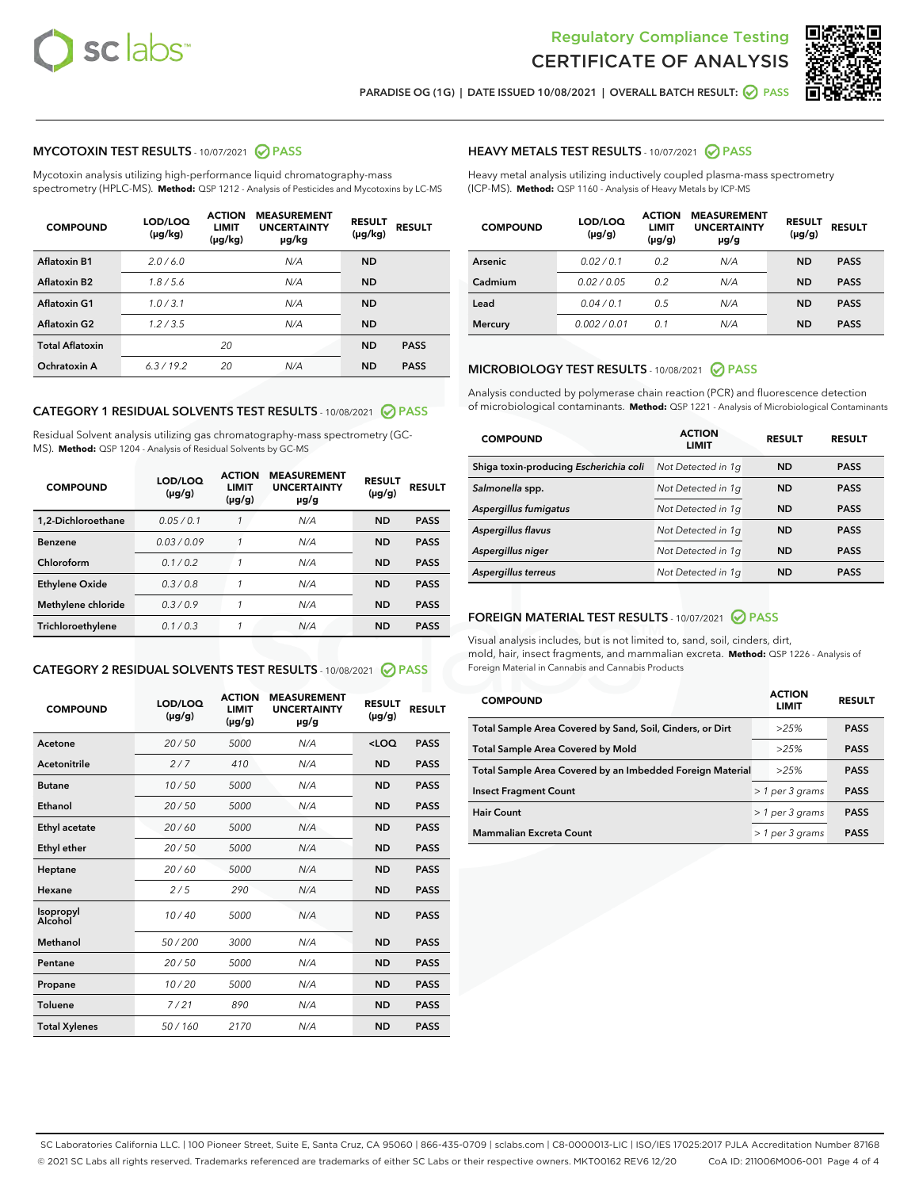# Regulatory Compliance Testing
## CERTIFICATE OF ANALYSIS

PARADISE OG (1G) | DATE ISSUED 10/08/2021 | OVERALL BATCH RESULT: PASS

### MYCOTOXIN TEST RESULTS - 10/07/2021 PASS

Mycotoxin analysis utilizing high-performance liquid chromatography-mass spectrometry (HPLC-MS). **Method:** QSP 1212 - Analysis of Pesticides and Mycotoxins by LC-MS

| COMPOUND | LOD/LOQ (µg/kg) | ACTION LIMIT (µg/kg) | MEASUREMENT UNCERTAINTY µg/kg | RESULT (µg/kg) | RESULT |
|---|---|---|---|---|---|
| Aflatoxin B1 | 2.0 / 6.0 | | N/A | ND | |
| Aflatoxin B2 | 1.8 / 5.6 | | N/A | ND | |
| Aflatoxin G1 | 1.0 / 3.1 | | N/A | ND | |
| Aflatoxin G2 | 1.2 / 3.5 | | N/A | ND | |
| Total Aflatoxin | | 20 | | ND | PASS |
| Ochratoxin A | 6.3 / 19.2 | 20 | N/A | ND | PASS |

### CATEGORY 1 RESIDUAL SOLVENTS TEST RESULTS - 10/08/2021 PASS

Residual Solvent analysis utilizing gas chromatography-mass spectrometry (GC-MS). **Method:** QSP 1204 - Analysis of Residual Solvents by GC-MS

| COMPOUND | LOD/LOQ (µg/g) | ACTION LIMIT (µg/g) | MEASUREMENT UNCERTAINTY µg/g | RESULT (µg/g) | RESULT |
|---|---|---|---|---|---|
| 1,2-Dichloroethane | 0.05 / 0.1 | 1 | N/A | ND | PASS |
| Benzene | 0.03 / 0.09 | 1 | N/A | ND | PASS |
| Chloroform | 0.1 / 0.2 | 1 | N/A | ND | PASS |
| Ethylene Oxide | 0.3 / 0.8 | 1 | N/A | ND | PASS |
| Methylene chloride | 0.3 / 0.9 | 1 | N/A | ND | PASS |
| Trichloroethylene | 0.1 / 0.3 | 1 | N/A | ND | PASS |

### CATEGORY 2 RESIDUAL SOLVENTS TEST RESULTS - 10/08/2021 PASS

| COMPOUND | LOD/LOQ (µg/g) | ACTION LIMIT (µg/g) | MEASUREMENT UNCERTAINTY µg/g | RESULT (µg/g) | RESULT |
|---|---|---|---|---|---|
| Acetone | 20 / 50 | 5000 | N/A | <LOQ | PASS |
| Acetonitrile | 2 / 7 | 410 | N/A | ND | PASS |
| Butane | 10 / 50 | 5000 | N/A | ND | PASS |
| Ethanol | 20 / 50 | 5000 | N/A | ND | PASS |
| Ethyl acetate | 20 / 60 | 5000 | N/A | ND | PASS |
| Ethyl ether | 20 / 50 | 5000 | N/A | ND | PASS |
| Heptane | 20 / 60 | 5000 | N/A | ND | PASS |
| Hexane | 2 / 5 | 290 | N/A | ND | PASS |
| Isopropyl Alcohol | 10 / 40 | 5000 | N/A | ND | PASS |
| Methanol | 50 / 200 | 3000 | N/A | ND | PASS |
| Pentane | 20 / 50 | 5000 | N/A | ND | PASS |
| Propane | 10 / 20 | 5000 | N/A | ND | PASS |
| Toluene | 7 / 21 | 890 | N/A | ND | PASS |
| Total Xylenes | 50 / 160 | 2170 | N/A | ND | PASS |

### HEAVY METALS TEST RESULTS - 10/07/2021 PASS

Heavy metal analysis utilizing inductively coupled plasma-mass spectrometry (ICP-MS). **Method:** QSP 1160 - Analysis of Heavy Metals by ICP-MS

| COMPOUND | LOD/LOQ (µg/g) | ACTION LIMIT (µg/g) | MEASUREMENT UNCERTAINTY µg/g | RESULT (µg/g) | RESULT |
|---|---|---|---|---|---|
| Arsenic | 0.02 / 0.1 | 0.2 | N/A | ND | PASS |
| Cadmium | 0.02 / 0.05 | 0.2 | N/A | ND | PASS |
| Lead | 0.04 / 0.1 | 0.5 | N/A | ND | PASS |
| Mercury | 0.002 / 0.01 | 0.1 | N/A | ND | PASS |

### MICROBIOLOGY TEST RESULTS - 10/08/2021 PASS

Analysis conducted by polymerase chain reaction (PCR) and fluorescence detection of microbiological contaminants. **Method:** QSP 1221 - Analysis of Microbiological Contaminants

| COMPOUND | ACTION LIMIT | RESULT | RESULT |
|---|---|---|---|
| Shiga toxin-producing *Escherichia coli* | Not Detected in 1g | ND | PASS |
| *Salmonella* spp. | Not Detected in 1g | ND | PASS |
| *Aspergillus fumigatus* | Not Detected in 1g | ND | PASS |
| *Aspergillus flavus* | Not Detected in 1g | ND | PASS |
| *Aspergillus niger* | Not Detected in 1g | ND | PASS |
| *Aspergillus terreus* | Not Detected in 1g | ND | PASS |

### FOREIGN MATERIAL TEST RESULTS - 10/07/2021 PASS

Visual analysis includes, but is not limited to, sand, soil, cinders, dirt, mold, hair, insect fragments, and mammalian excreta. **Method:** QSP 1226 - Analysis of Foreign Material in Cannabis and Cannabis Products

| COMPOUND | ACTION LIMIT | RESULT |
|---|---|---|
| Total Sample Area Covered by Sand, Soil, Cinders, or Dirt | >25% | PASS |
| Total Sample Area Covered by Mold | >25% | PASS |
| Total Sample Area Covered by an Imbedded Foreign Material | >25% | PASS |
| Insect Fragment Count | > 1 per 3 grams | PASS |
| Hair Count | > 1 per 3 grams | PASS |
| Mammalian Excreta Count | > 1 per 3 grams | PASS |

SC Laboratories California LLC. | 100 Pioneer Street, Suite E, Santa Cruz, CA 95060 | 866-435-0709 | sclabs.com | C8-0000013-LIC | ISO/IES 17025:2017 PJLA Accreditation Number 87168
© 2021 SC Labs all rights reserved. Trademarks referenced are trademarks of either SC Labs or their respective owners. MKT00162 REV6 12/20 CoA ID: 211006M006-001